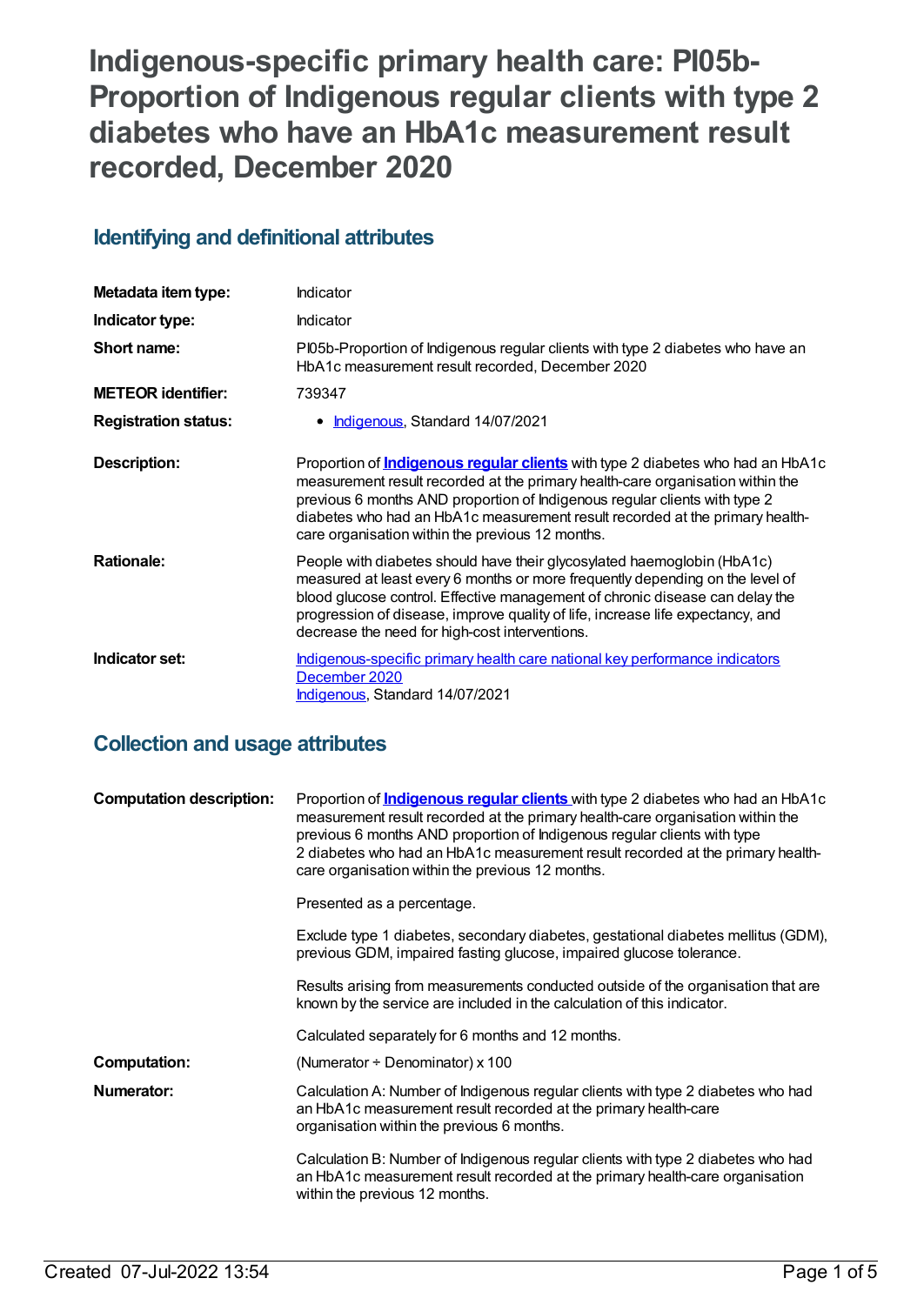# Indigenous-specific primary health care: PI05b-Proportion of Indigenous regular clients with type 2 diabetes who have an HbA1c measurement result recorded, December 2020

## Identifying and definitional attributes

| | |
|---|---|
| **Metadata item type:** | Indicator |
| **Indicator type:** | Indicator |
| **Short name:** | PI05b-Proportion of Indigenous regular clients with type 2 diabetes who have an HbA1c measurement result recorded, December 2020 |
| **METEOR identifier:** | 739347 |
| **Registration status:** | • Indigenous, Standard 14/07/2021 |
| **Description:** | Proportion of **Indigenous regular clients** with type 2 diabetes who had an HbA1c measurement result recorded at the primary health-care organisation within the previous 6 months AND proportion of Indigenous regular clients with type 2 diabetes who had an HbA1c measurement result recorded at the primary health-care organisation within the previous 12 months. |
| **Rationale:** | People with diabetes should have their glycosylated haemoglobin (HbA1c) measured at least every 6 months or more frequently depending on the level of blood glucose control. Effective management of chronic disease can delay the progression of disease, improve quality of life, increase life expectancy, and decrease the need for high-cost interventions. |
| **Indicator set:** | Indigenous-specific primary health care national key performance indicators December 2020<br>Indigenous, Standard 14/07/2021 |

## Collection and usage attributes

| | |
|---|---|
| **Computation description:** | Proportion of **Indigenous regular clients** with type 2 diabetes who had an HbA1c measurement result recorded at the primary health-care organisation within the previous 6 months AND proportion of Indigenous regular clients with type 2 diabetes who had an HbA1c measurement result recorded at the primary health-care organisation within the previous 12 months.<br><br>Presented as a percentage.<br><br>Exclude type 1 diabetes, secondary diabetes, gestational diabetes mellitus (GDM), previous GDM, impaired fasting glucose, impaired glucose tolerance.<br><br>Results arising from measurements conducted outside of the organisation that are known by the service are included in the calculation of this indicator.<br><br>Calculated separately for 6 months and 12 months. |
| **Computation:** | (Numerator ÷ Denominator) x 100 |
| **Numerator:** | Calculation A: Number of Indigenous regular clients with type 2 diabetes who had an HbA1c measurement result recorded at the primary health-care organisation within the previous 6 months.<br><br>Calculation B: Number of Indigenous regular clients with type 2 diabetes who had an HbA1c measurement result recorded at the primary health-care organisation within the previous 12 months. |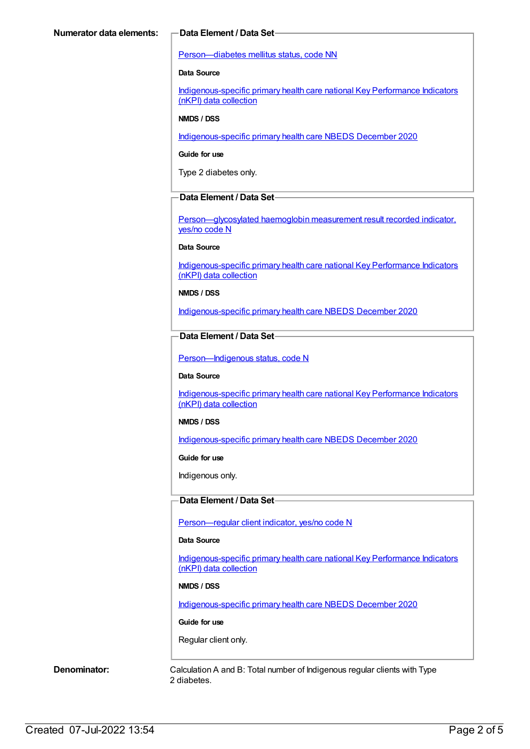**Numerator data elements:**

**Data Element / Data Set**

Person—diabetes mellitus status, code NN

**Data Source**

Indigenous-specific primary health care national Key Performance Indicators (nKPI) data collection

**NMDS / DSS**

Indigenous-specific primary health care NBEDS December 2020

**Guide for use**

Type 2 diabetes only.

**Data Element / Data Set**

Person—glycosylated haemoglobin measurement result recorded indicator, yes/no code N

**Data Source**

Indigenous-specific primary health care national Key Performance Indicators (nKPI) data collection

**NMDS / DSS**

Indigenous-specific primary health care NBEDS December 2020

**Data Element / Data Set**

Person—Indigenous status, code N

**Data Source**

Indigenous-specific primary health care national Key Performance Indicators (nKPI) data collection

**NMDS / DSS**

Indigenous-specific primary health care NBEDS December 2020

**Guide for use**

Indigenous only.

**Data Element / Data Set**

Person—regular client indicator, yes/no code N

**Data Source**

Indigenous-specific primary health care national Key Performance Indicators (nKPI) data collection

**NMDS / DSS**

Indigenous-specific primary health care NBEDS December 2020

**Guide for use**

Regular client only.

**Denominator:**

Calculation A and B: Total number of Indigenous regular clients with Type 2 diabetes.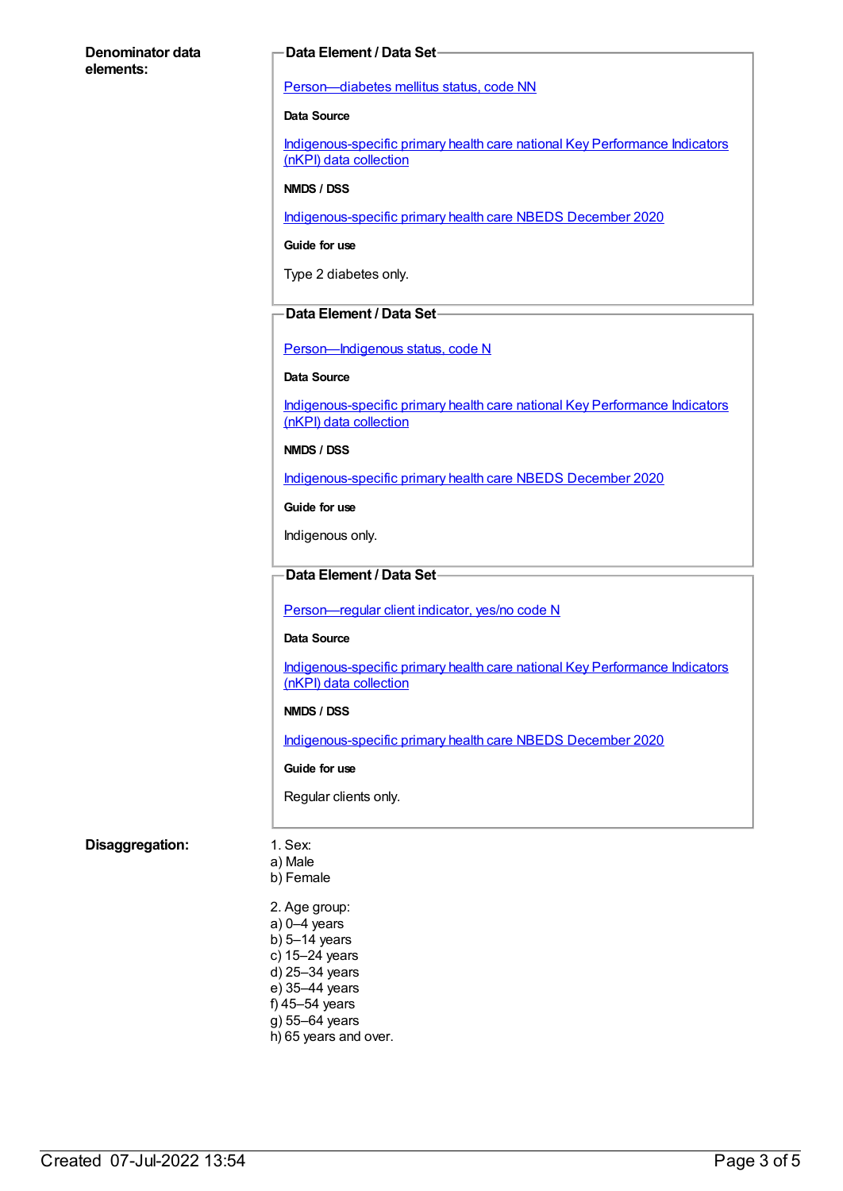**Denominator data elements:**

**Data Element / Data Set**

[Person—diabetes mellitus status, code NN]

**Data Source**

[Indigenous-specific primary health care national Key Performance Indicators (nKPI) data collection]

**NMDS / DSS**

[Indigenous-specific primary health care NBEDS December 2020]

**Guide for use**

Type 2 diabetes only.

**Data Element / Data Set**

[Person—Indigenous status, code N]

**Data Source**

[Indigenous-specific primary health care national Key Performance Indicators (nKPI) data collection]

**NMDS / DSS**

[Indigenous-specific primary health care NBEDS December 2020]

**Guide for use**

Indigenous only.

**Data Element / Data Set**

[Person—regular client indicator, yes/no code N]

**Data Source**

[Indigenous-specific primary health care national Key Performance Indicators (nKPI) data collection]

**NMDS / DSS**

[Indigenous-specific primary health care NBEDS December 2020]

**Guide for use**

Regular clients only.

**Disaggregation:**

1. Sex:
a) Male
b) Female

2. Age group:
a) 0–4 years
b) 5–14 years
c) 15–24 years
d) 25–34 years
e) 35–44 years
f) 45–54 years
g) 55–64 years
h) 65 years and over.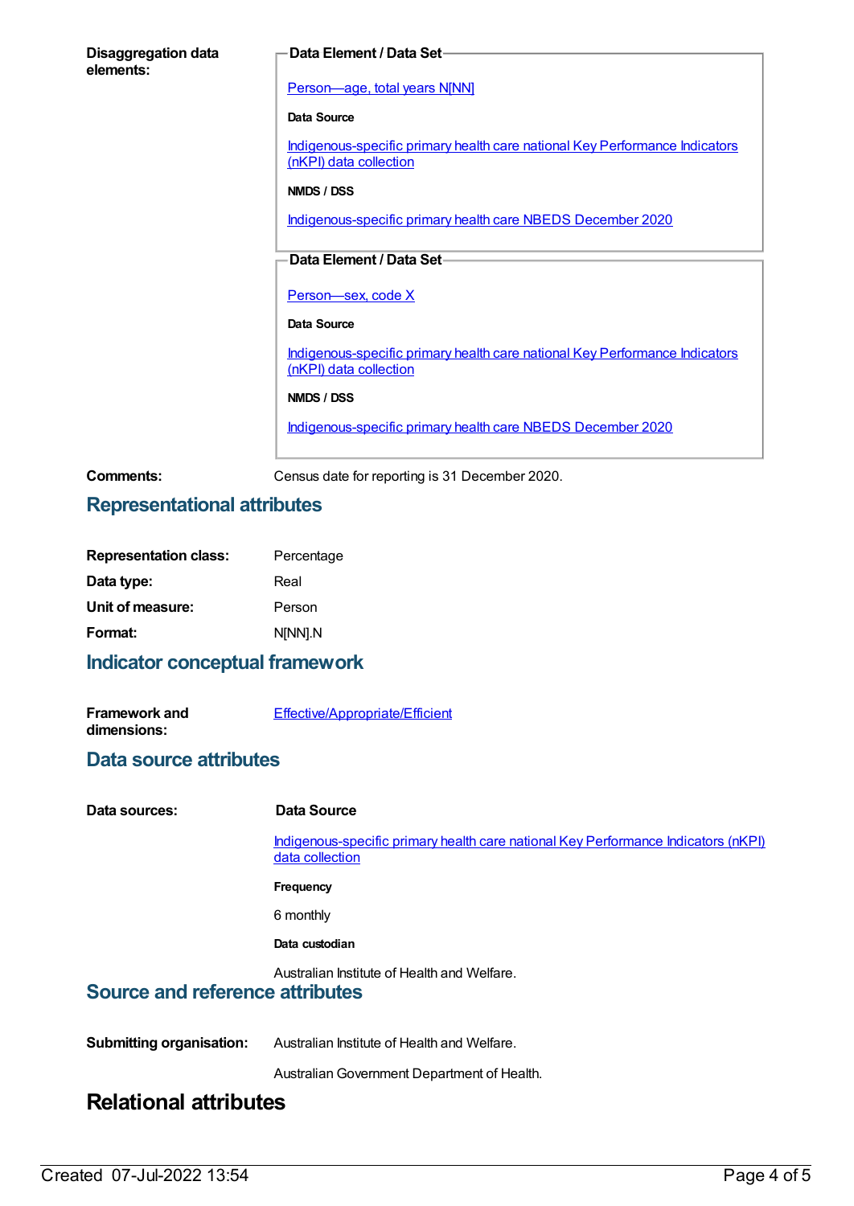**Disaggregation data elements:**

**Data Element / Data Set**

Person—age, total years N[NN]

**Data Source**

Indigenous-specific primary health care national Key Performance Indicators (nKPI) data collection

**NMDS / DSS**

Indigenous-specific primary health care NBEDS December 2020

**Data Element / Data Set**

Person—sex, code X

**Data Source**

Indigenous-specific primary health care national Key Performance Indicators (nKPI) data collection

**NMDS / DSS**

Indigenous-specific primary health care NBEDS December 2020

**Comments:** Census date for reporting is 31 December 2020.

## Representational attributes

**Representation class:** Percentage

**Data type:** Real

**Unit of measure:** Person

**Format:** N[NN].N

## Indicator conceptual framework

**Framework and dimensions:** Effective/Appropriate/Efficient

## Data source attributes

**Data sources:**

**Data Source**

Indigenous-specific primary health care national Key Performance Indicators (nKPI) data collection

**Frequency**

6 monthly

**Data custodian**

Australian Institute of Health and Welfare.

## Source and reference attributes

**Submitting organisation:** Australian Institute of Health and Welfare.

Australian Government Department of Health.

# Relational attributes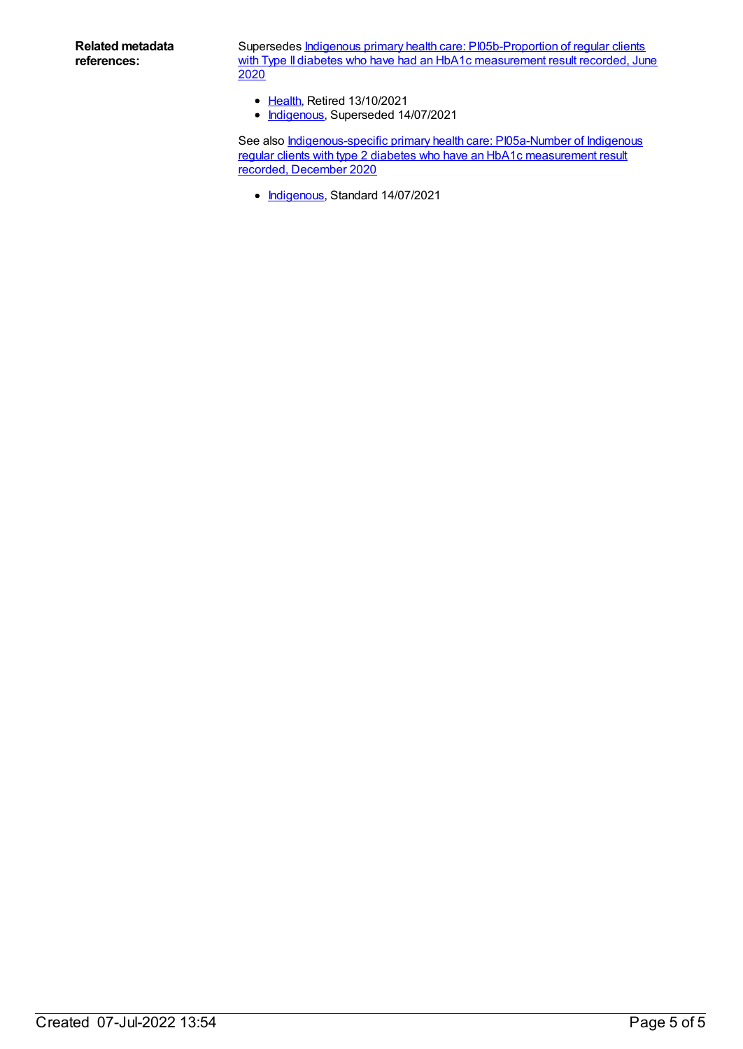**Related metadata references:**

Supersedes Indigenous primary health care: PI05b-Proportion of regular clients with Type II diabetes who have had an HbA1c measurement result recorded, June 2020

- Health, Retired 13/10/2021
- Indigenous, Superseded 14/07/2021

See also Indigenous-specific primary health care: PI05a-Number of Indigenous regular clients with type 2 diabetes who have an HbA1c measurement result recorded, December 2020

- Indigenous, Standard 14/07/2021